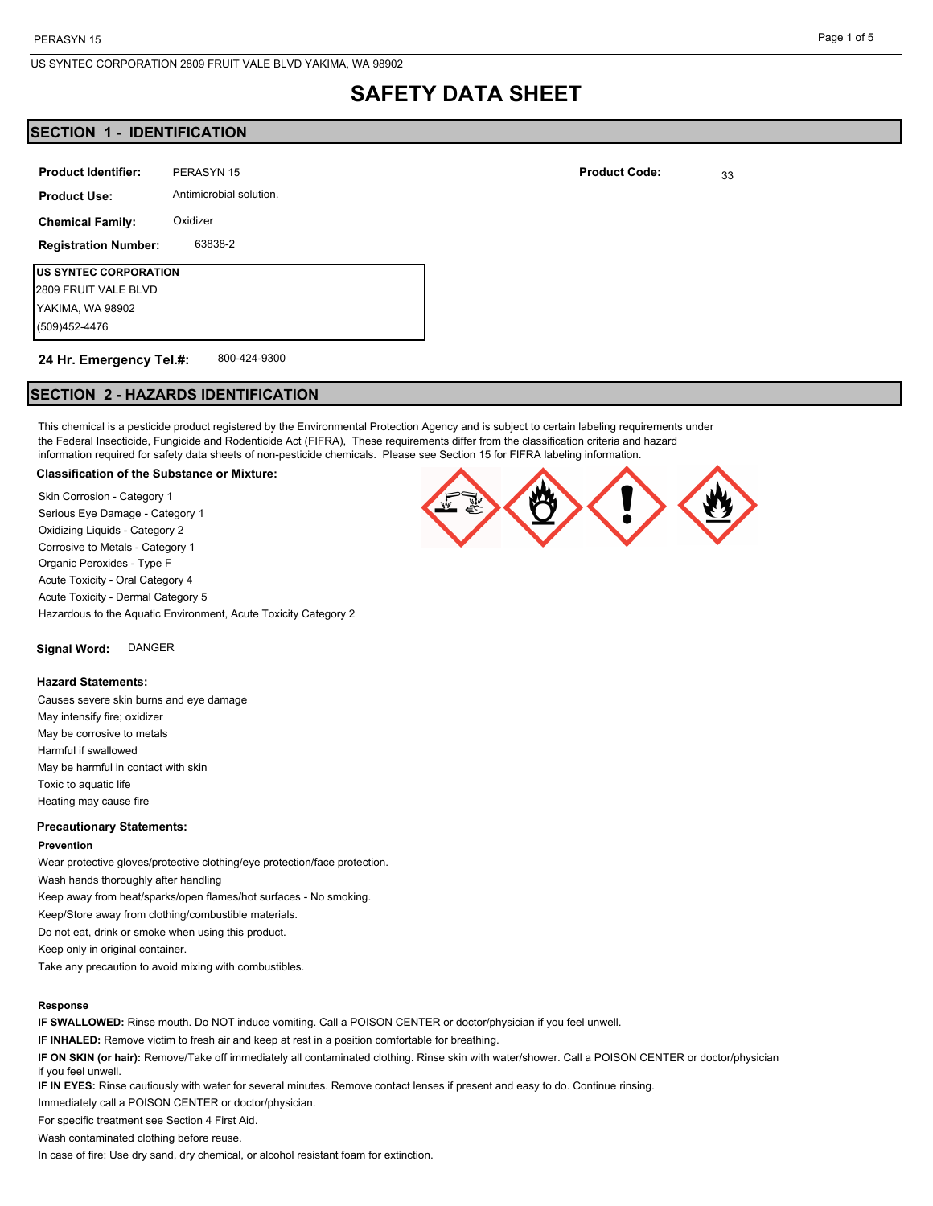US SYNTEC CORPORATION 2809 FRUIT VALE BLVD YAKIMA, WA 98902

# SAFETY DATA SHEET

## SECTION 1 - IDENTIFICATION

**Product Identifier:** PERASYN 15

**Product Code:** 33

**Product Use:** Antimicrobial solution.

**Chemical Family:** Oxidizer

**Registration Number:** 63838-2

**US SYNTEC CORPORATION**
2809 FRUIT VALE BLVD
YAKIMA, WA 98902
(509)452-4476

**24 Hr. Emergency Tel.#:** 800-424-9300

## SECTION 2 - HAZARDS IDENTIFICATION

This chemical is a pesticide product registered by the Environmental Protection Agency and is subject to certain labeling requirements under the Federal Insecticide, Fungicide and Rodenticide Act (FIFRA), These requirements differ from the classification criteria and hazard information required for safety data sheets of non-pesticide chemicals. Please see Section 15 for FIFRA labeling information.

**Classification of the Substance or Mixture:**

Skin Corrosion - Category 1
Serious Eye Damage - Category 1
Oxidizing Liquids - Category 2
Corrosive to Metals - Category 1
Organic Peroxides - Type F
Acute Toxicity - Oral Category 4
Acute Toxicity - Dermal Category 5
Hazardous to the Aquatic Environment, Acute Toxicity Category 2

**Signal Word:** DANGER

**Hazard Statements:**

Causes severe skin burns and eye damage
May intensify fire; oxidizer
May be corrosive to metals
Harmful if swallowed
May be harmful in contact with skin
Toxic to aquatic life
Heating may cause fire

**Precautionary Statements:**

**Prevention**

Wear protective gloves/protective clothing/eye protection/face protection.
Wash hands thoroughly after handling
Keep away from heat/sparks/open flames/hot surfaces - No smoking.
Keep/Store away from clothing/combustible materials.
Do not eat, drink or smoke when using this product.
Keep only in original container.
Take any precaution to avoid mixing with combustibles.

**Response**

**IF SWALLOWED:** Rinse mouth. Do NOT induce vomiting. Call a POISON CENTER or doctor/physician if you feel unwell.

**IF INHALED:** Remove victim to fresh air and keep at rest in a position comfortable for breathing.

**IF ON SKIN (or hair):** Remove/Take off immediately all contaminated clothing. Rinse skin with water/shower. Call a POISON CENTER or doctor/physician if you feel unwell.

**IF IN EYES:** Rinse cautiously with water for several minutes. Remove contact lenses if present and easy to do. Continue rinsing.

Immediately call a POISON CENTER or doctor/physician.

For specific treatment see Section 4 First Aid.

Wash contaminated clothing before reuse.

In case of fire: Use dry sand, dry chemical, or alcohol resistant foam for extinction.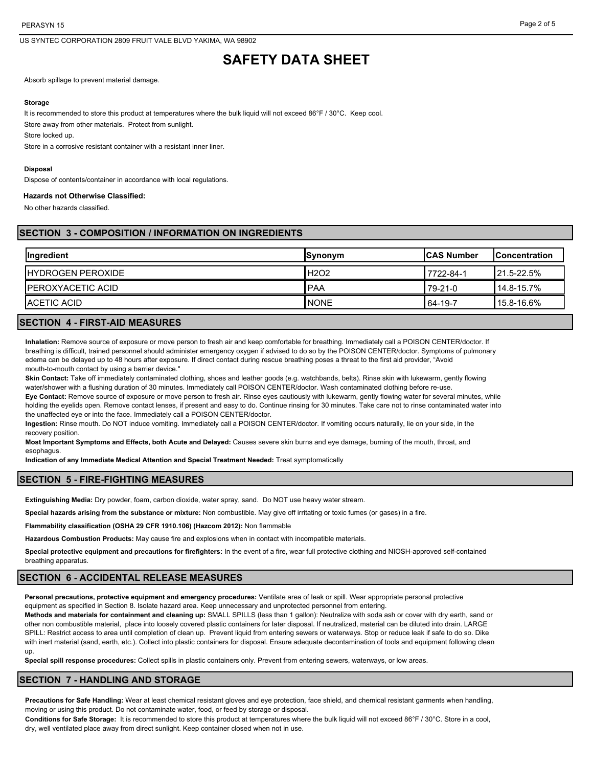Absorb spillage to prevent material damage.

**Storage**

It is recommended to store this product at temperatures where the bulk liquid will not exceed 86°F / 30°C. Keep cool.

Store away from other materials. Protect from sunlight.

Store locked up.

Store in a corrosive resistant container with a resistant inner liner.

**Disposal**

Dispose of contents/container in accordance with local regulations.

**Hazards not Otherwise Classified:**

No other hazards classified.

## SECTION 3 - COMPOSITION / INFORMATION ON INGREDIENTS

| Ingredient | Synonym | CAS Number | Concentration |
| --- | --- | --- | --- |
| HYDROGEN PEROXIDE | $H_2O_2$ | 7722-84-1 | 21.5-22.5% |
| PEROXYACETIC ACID | PAA | 79-21-0 | 14.8-15.7% |
| ACETIC ACID | NONE | 64-19-7 | 15.8-16.6% |

## SECTION 4 - FIRST-AID MEASURES

**Inhalation:** Remove source of exposure or move person to fresh air and keep comfortable for breathing. Immediately call a POISON CENTER/doctor. If breathing is difficult, trained personnel should administer emergency oxygen if advised to do so by the POISON CENTER/doctor. Symptoms of pulmonary edema can be delayed up to 48 hours after exposure. If direct contact during rescue breathing poses a threat to the first aid provider, "Avoid mouth-to-mouth contact by using a barrier device."

**Skin Contact:** Take off immediately contaminated clothing, shoes and leather goods (e.g. watchbands, belts). Rinse skin with lukewarm, gently flowing water/shower with a flushing duration of 30 minutes. Immediately call POISON CENTER/doctor. Wash contaminated clothing before re-use.

**Eye Contact:** Remove source of exposure or move person to fresh air. Rinse eyes cautiously with lukewarm, gently flowing water for several minutes, while holding the eyelids open. Remove contact lenses, if present and easy to do. Continue rinsing for 30 minutes. Take care not to rinse contaminated water into the unaffected eye or into the face. Immediately call a POISON CENTER/doctor.

**Ingestion:** Rinse mouth. Do NOT induce vomiting. Immediately call a POISON CENTER/doctor. If vomiting occurs naturally, lie on your side, in the recovery position.

**Most Important Symptoms and Effects, both Acute and Delayed:** Causes severe skin burns and eye damage, burning of the mouth, throat, and esophagus.

**Indication of any Immediate Medical Attention and Special Treatment Needed:** Treat symptomatically

## SECTION 5 - FIRE-FIGHTING MEASURES

**Extinguishing Media:** Dry powder, foam, carbon dioxide, water spray, sand. Do NOT use heavy water stream.

**Special hazards arising from the substance or mixture:** Non combustible. May give off irritating or toxic fumes (or gases) in a fire.

**Flammability classification (OSHA 29 CFR 1910.106) (Hazcom 2012):** Non flammable

**Hazardous Combustion Products:** May cause fire and explosions when in contact with incompatible materials.

**Special protective equipment and precautions for firefighters:** In the event of a fire, wear full protective clothing and NIOSH-approved self-contained breathing apparatus.

## SECTION 6 - ACCIDENTAL RELEASE MEASURES

**Personal precautions, protective equipment and emergency procedures:** Ventilate area of leak or spill. Wear appropriate personal protective equipment as specified in Section 8. Isolate hazard area. Keep unnecessary and unprotected personnel from entering.

**Methods and materials for containment and cleaning up:** SMALL SPILLS (less than 1 gallon): Neutralize with soda ash or cover with dry earth, sand or other non combustible material, place into loosely covered plastic containers for later disposal. If neutralized, material can be diluted into drain. LARGE SPILL: Restrict access to area until completion of clean up. Prevent liquid from entering sewers or waterways. Stop or reduce leak if safe to do so. Dike with inert material (sand, earth, etc.). Collect into plastic containers for disposal. Ensure adequate decontamination of tools and equipment following clean up.

**Special spill response procedures:** Collect spills in plastic containers only. Prevent from entering sewers, waterways, or low areas.

## SECTION 7 - HANDLING AND STORAGE

**Precautions for Safe Handling:** Wear at least chemical resistant gloves and eye protection, face shield, and chemical resistant garments when handling, moving or using this product. Do not contaminate water, food, or feed by storage or disposal.

**Conditions for Safe Storage:** It is recommended to store this product at temperatures where the bulk liquid will not exceed 86°F / 30°C. Store in a cool, dry, well ventilated place away from direct sunlight. Keep container closed when not in use.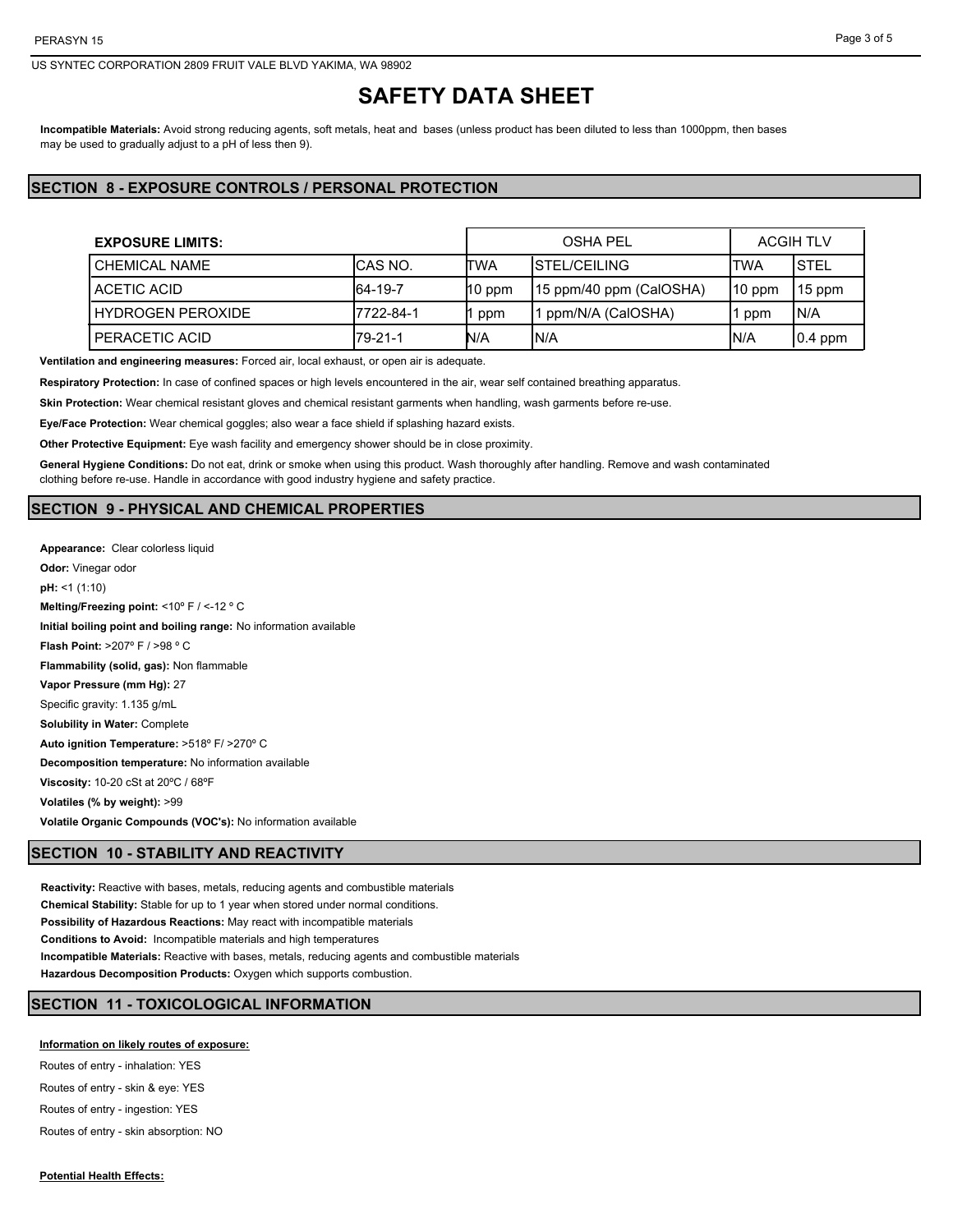# SAFETY DATA SHEET

**Incompatible Materials:** Avoid strong reducing agents, soft metals, heat and bases (unless product has been diluted to less than 1000ppm, then bases may be used to gradually adjust to a pH of less then 9).

## SECTION 8 - EXPOSURE CONTROLS / PERSONAL PROTECTION

| **EXPOSURE LIMITS:** | | OSHA PEL | | ACGIH TLV | |
|---|---|---|---|---|---|
| CHEMICAL NAME | CAS NO. | TWA | STEL/CEILING | TWA | STEL |
| ACETIC ACID | 64-19-7 | 10 ppm | 15 ppm/40 ppm (CalOSHA) | 10 ppm | 15 ppm |
| HYDROGEN PEROXIDE | 7722-84-1 | 1 ppm | 1 ppm/N/A (CalOSHA) | 1 ppm | N/A |
| PERACETIC ACID | 79-21-1 | N/A | N/A | N/A | 0.4 ppm |

**Ventilation and engineering measures:** Forced air, local exhaust, or open air is adequate.

**Respiratory Protection:** In case of confined spaces or high levels encountered in the air, wear self contained breathing apparatus.

**Skin Protection:** Wear chemical resistant gloves and chemical resistant garments when handling, wash garments before re-use.

**Eye/Face Protection:** Wear chemical goggles; also wear a face shield if splashing hazard exists.

**Other Protective Equipment:** Eye wash facility and emergency shower should be in close proximity.

**General Hygiene Conditions:** Do not eat, drink or smoke when using this product. Wash thoroughly after handling. Remove and wash contaminated clothing before re-use. Handle in accordance with good industry hygiene and safety practice.

## SECTION 9 - PHYSICAL AND CHEMICAL PROPERTIES

**Appearance:** Clear colorless liquid

**Odor:** Vinegar odor

**pH:** <1 (1:10)

**Melting/Freezing point:** <10º F / <-12 º C

**Initial boiling point and boiling range:** No information available

**Flash Point:** >207º F / >98 º C

**Flammability (solid, gas):** Non flammable

**Vapor Pressure (mm Hg):** 27

Specific gravity: 1.135 g/mL

**Solubility in Water:** Complete

**Auto ignition Temperature:** >518º F/ >270º C

**Decomposition temperature:** No information available

**Viscosity:** 10-20 cSt at 20ºC / 68ºF

**Volatiles (% by weight):** >99

**Volatile Organic Compounds (VOC's):** No information available

## SECTION 10 - STABILITY AND REACTIVITY

**Reactivity:** Reactive with bases, metals, reducing agents and combustible materials

**Chemical Stability:** Stable for up to 1 year when stored under normal conditions.

**Possibility of Hazardous Reactions:** May react with incompatible materials

**Conditions to Avoid:** Incompatible materials and high temperatures

**Incompatible Materials:** Reactive with bases, metals, reducing agents and combustible materials

**Hazardous Decomposition Products:** Oxygen which supports combustion.

## SECTION 11 - TOXICOLOGICAL INFORMATION

**Information on likely routes of exposure:**

Routes of entry - inhalation: YES

Routes of entry - skin & eye: YES

Routes of entry - ingestion: YES

Routes of entry - skin absorption: NO

**Potential Health Effects:**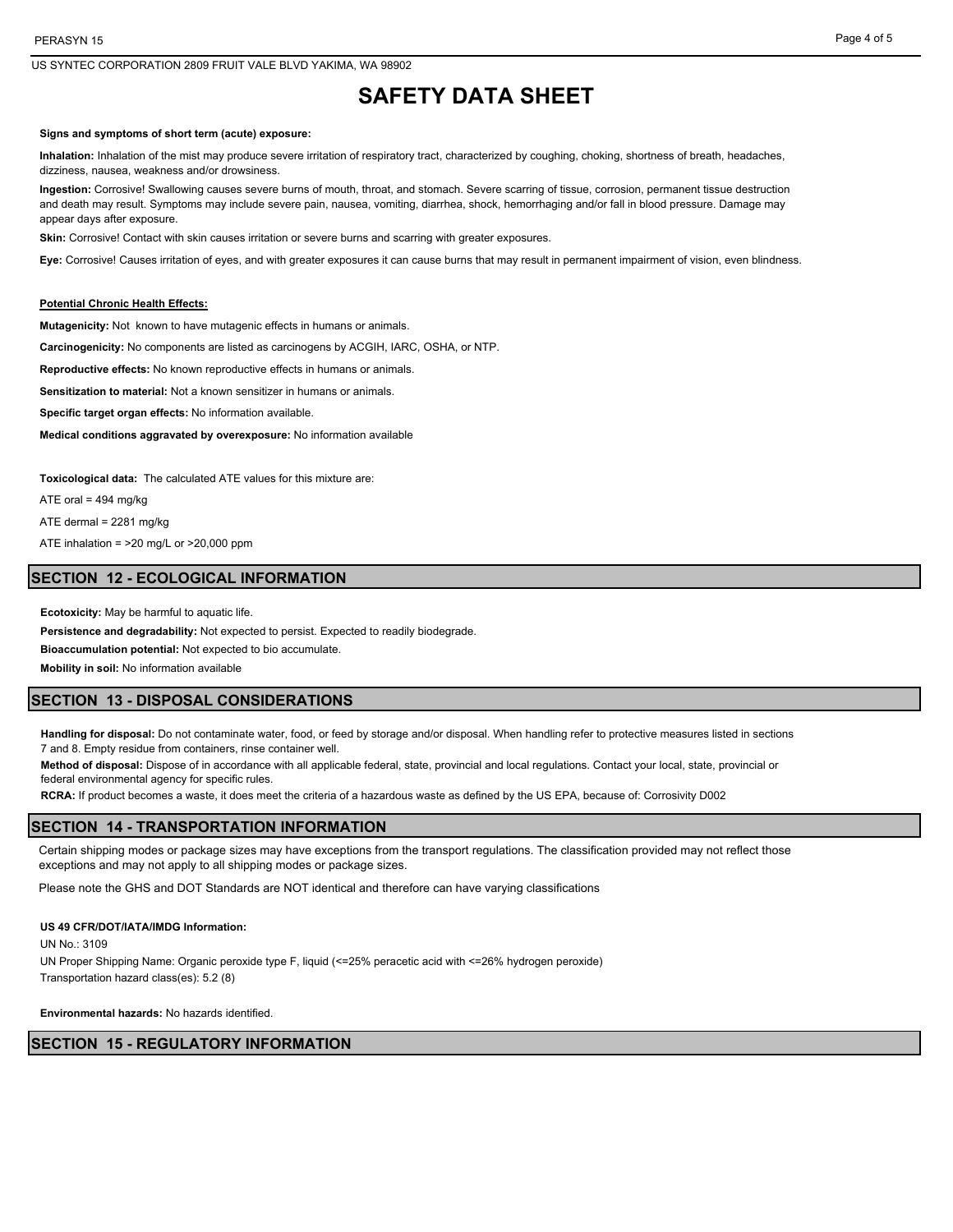**Signs and symptoms of short term (acute) exposure:**

**Inhalation:** Inhalation of the mist may produce severe irritation of respiratory tract, characterized by coughing, choking, shortness of breath, headaches, dizziness, nausea, weakness and/or drowsiness.

**Ingestion:** Corrosive! Swallowing causes severe burns of mouth, throat, and stomach. Severe scarring of tissue, corrosion, permanent tissue destruction and death may result. Symptoms may include severe pain, nausea, vomiting, diarrhea, shock, hemorrhaging and/or fall in blood pressure. Damage may appear days after exposure.

**Skin:** Corrosive! Contact with skin causes irritation or severe burns and scarring with greater exposures.

**Eye:** Corrosive! Causes irritation of eyes, and with greater exposures it can cause burns that may result in permanent impairment of vision, even blindness.

**Potential Chronic Health Effects:**

**Mutagenicity:** Not known to have mutagenic effects in humans or animals.

**Carcinogenicity:** No components are listed as carcinogens by ACGIH, IARC, OSHA, or NTP.

**Reproductive effects:** No known reproductive effects in humans or animals.

**Sensitization to material:** Not a known sensitizer in humans or animals.

**Specific target organ effects:** No information available.

**Medical conditions aggravated by overexposure:** No information available

**Toxicological data:** The calculated ATE values for this mixture are:

ATE oral = 494 mg/kg

ATE dermal = 2281 mg/kg

ATE inhalation = >20 mg/L or >20,000 ppm

## SECTION 12 - ECOLOGICAL INFORMATION

**Ecotoxicity:** May be harmful to aquatic life.

**Persistence and degradability:** Not expected to persist. Expected to readily biodegrade.

**Bioaccumulation potential:** Not expected to bio accumulate.

**Mobility in soil:** No information available

## SECTION 13 - DISPOSAL CONSIDERATIONS

**Handling for disposal:** Do not contaminate water, food, or feed by storage and/or disposal. When handling refer to protective measures listed in sections 7 and 8. Empty residue from containers, rinse container well.

**Method of disposal:** Dispose of in accordance with all applicable federal, state, provincial and local regulations. Contact your local, state, provincial or federal environmental agency for specific rules.

**RCRA:** If product becomes a waste, it does meet the criteria of a hazardous waste as defined by the US EPA, because of: Corrosivity D002

## SECTION 14 - TRANSPORTATION INFORMATION

Certain shipping modes or package sizes may have exceptions from the transport regulations. The classification provided may not reflect those exceptions and may not apply to all shipping modes or package sizes.

Please note the GHS and DOT Standards are NOT identical and therefore can have varying classifications

**US 49 CFR/DOT/IATA/IMDG Information:**

UN No.: 3109

UN Proper Shipping Name: Organic peroxide type F, liquid (<=25% peracetic acid with <=26% hydrogen peroxide)

Transportation hazard class(es): 5.2 (8)

**Environmental hazards:** No hazards identified.

## SECTION 15 - REGULATORY INFORMATION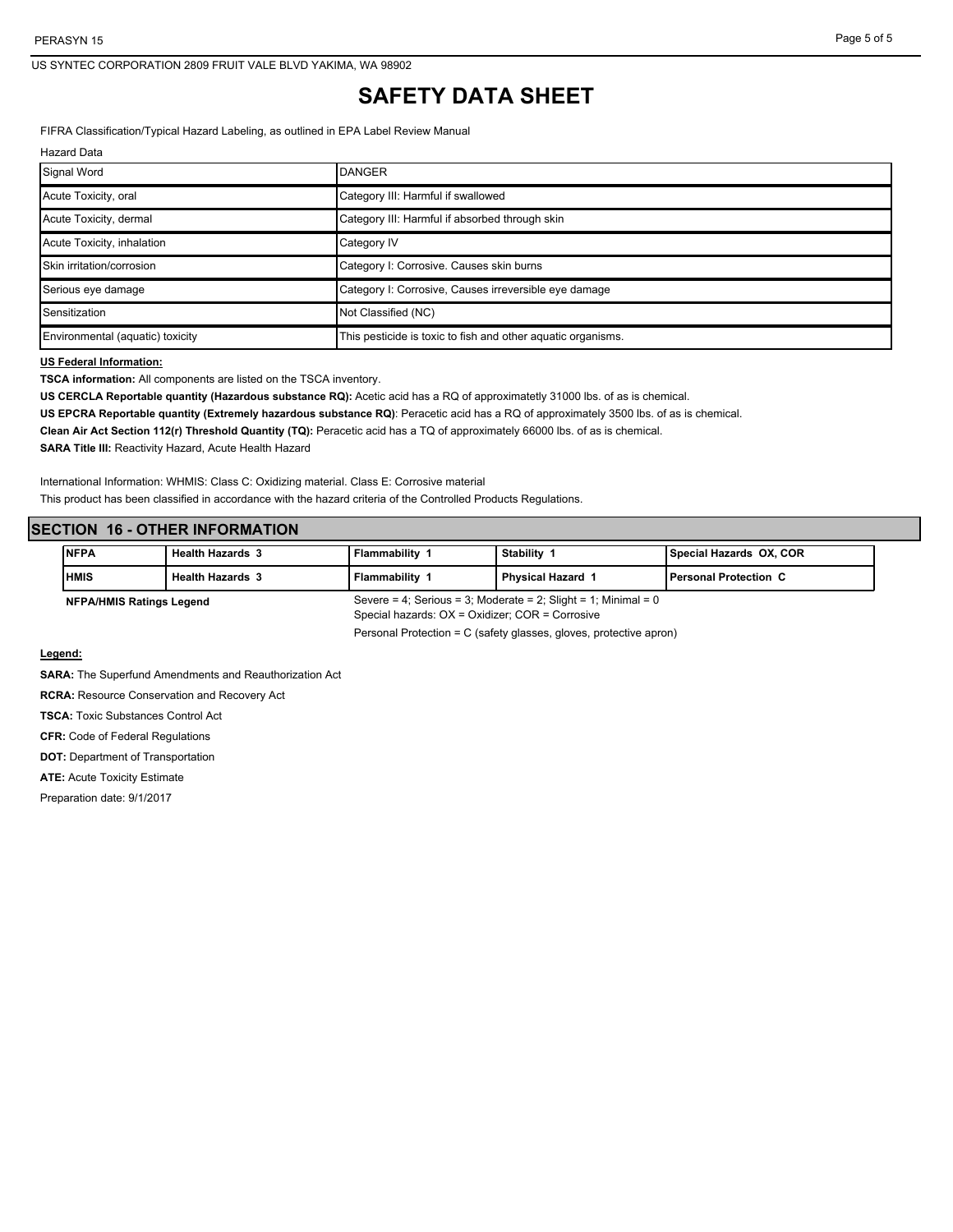# SAFETY DATA SHEET

FIFRA Classification/Typical Hazard Labeling, as outlined in EPA Label Review Manual

Hazard Data

| | |
|---|---|
| Signal Word | DANGER |
| Acute Toxicity, oral | Category III: Harmful if swallowed |
| Acute Toxicity, dermal | Category III: Harmful if absorbed through skin |
| Acute Toxicity, inhalation | Category IV |
| Skin irritation/corrosion | Category I: Corrosive. Causes skin burns |
| Serious eye damage | Category I: Corrosive, Causes irreversible eye damage |
| Sensitization | Not Classified (NC) |
| Environmental (aquatic) toxicity | This pesticide is toxic to fish and other aquatic organisms. |

**US Federal Information:**

**TSCA information:** All components are listed on the TSCA inventory.

**US CERCLA Reportable quantity (Hazardous substance RQ):** Acetic acid has a RQ of approximatetly 31000 lbs. of as is chemical.

**US EPCRA Reportable quantity (Extremely hazardous substance RQ)**: Peracetic acid has a RQ of approximately 3500 lbs. of as is chemical.

**Clean Air Act Section 112(r) Threshold Quantity (TQ):** Peracetic acid has a TQ of approximately 66000 lbs. of as is chemical.

**SARA Title III:** Reactivity Hazard, Acute Health Hazard

International Information: WHMIS: Class C: Oxidizing material. Class E: Corrosive material

This product has been classified in accordance with the hazard criteria of the Controlled Products Regulations.

## SECTION 16 - OTHER INFORMATION

| | | | | |
|---|---|---|---|---|
| **NFPA** | **Health Hazards 3** | **Flammability 1** | **Stability 1** | **Special Hazards OX, COR** |
| **HMIS** | **Health Hazards 3** | **Flammability 1** | **Physical Hazard 1** | **Personal Protection C** |

**NFPA/HMIS Ratings Legend**

Severe = 4; Serious = 3; Moderate = 2; Slight = 1; Minimal = 0
Special hazards: OX = Oxidizer; COR = Corrosive

Personal Protection = C (safety glasses, gloves, protective apron)

**Legend:**

**SARA:** The Superfund Amendments and Reauthorization Act

**RCRA:** Resource Conservation and Recovery Act

**TSCA:** Toxic Substances Control Act

**CFR:** Code of Federal Regulations

**DOT:** Department of Transportation

**ATE:** Acute Toxicity Estimate

Preparation date: 9/1/2017